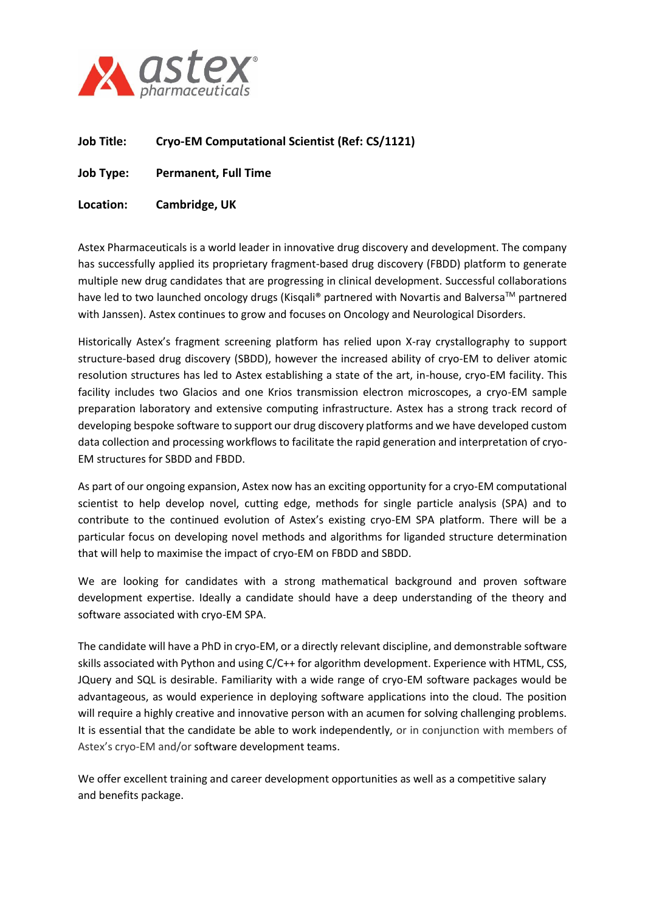**Job Title:** **Cryo-EM Computational Scientist (Ref: CS/1121)**

**Job Type:** **Permanent, Full Time**

**Location:** **Cambridge, UK**

Astex Pharmaceuticals is a world leader in innovative drug discovery and development. The company has successfully applied its proprietary fragment-based drug discovery (FBDD) platform to generate multiple new drug candidates that are progressing in clinical development. Successful collaborations have led to two launched oncology drugs (Kisqali® partnered with Novartis and Balversa™ partnered with Janssen). Astex continues to grow and focuses on Oncology and Neurological Disorders.

Historically Astex's fragment screening platform has relied upon X-ray crystallography to support structure-based drug discovery (SBDD), however the increased ability of cryo-EM to deliver atomic resolution structures has led to Astex establishing a state of the art, in-house, cryo-EM facility. This facility includes two Glacios and one Krios transmission electron microscopes, a cryo-EM sample preparation laboratory and extensive computing infrastructure. Astex has a strong track record of developing bespoke software to support our drug discovery platforms and we have developed custom data collection and processing workflows to facilitate the rapid generation and interpretation of cryo-EM structures for SBDD and FBDD.

As part of our ongoing expansion, Astex now has an exciting opportunity for a cryo-EM computational scientist to help develop novel, cutting edge, methods for single particle analysis (SPA) and to contribute to the continued evolution of Astex's existing cryo-EM SPA platform. There will be a particular focus on developing novel methods and algorithms for liganded structure determination that will help to maximise the impact of cryo-EM on FBDD and SBDD.

We are looking for candidates with a strong mathematical background and proven software development expertise. Ideally a candidate should have a deep understanding of the theory and software associated with cryo-EM SPA.

The candidate will have a PhD in cryo-EM, or a directly relevant discipline, and demonstrable software skills associated with Python and using C/C++ for algorithm development. Experience with HTML, CSS, JQuery and SQL is desirable. Familiarity with a wide range of cryo-EM software packages would be advantageous, as would experience in deploying software applications into the cloud. The position will require a highly creative and innovative person with an acumen for solving challenging problems. It is essential that the candidate be able to work independently, or in conjunction with members of Astex's cryo-EM and/or software development teams.

We offer excellent training and career development opportunities as well as a competitive salary and benefits package.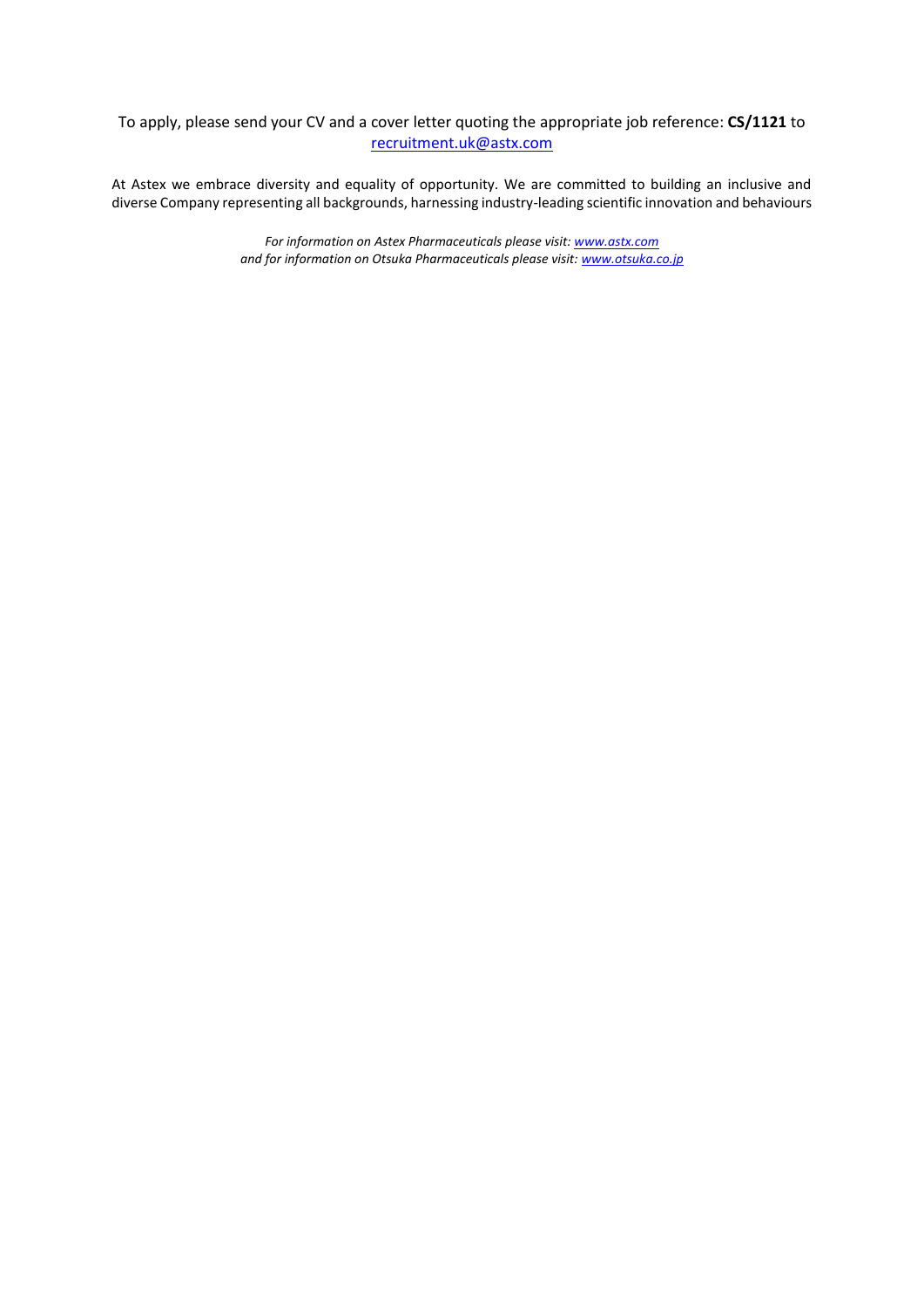To apply, please send your CV and a cover letter quoting the appropriate job reference: **CS/1121** to recruitment.uk@astx.com

At Astex we embrace diversity and equality of opportunity. We are committed to building an inclusive and diverse Company representing all backgrounds, harnessing industry-leading scientific innovation and behaviours

*For information on Astex Pharmaceuticals please visit: www.astx.com*
*and for information on Otsuka Pharmaceuticals please visit: www.otsuka.co.jp*